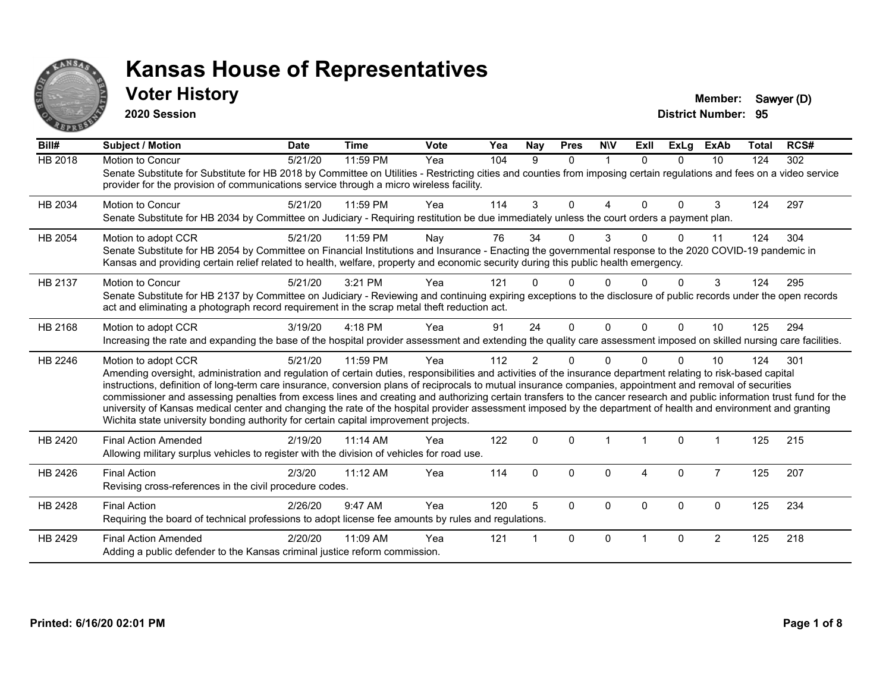# Kansas House of Representatives

## Voter History

**2020 Session**

**Member:** Sawyer (D)
**District Number:** 95

| Bill# | Subject / Motion | Date | Time | Vote | Yea | Nay | Pres | N\V | ExII | ExLg | ExAb | Total | RCS# |
|---|---|---|---|---|---|---|---|---|---|---|---|---|---|
| HB 2018 | Motion to Concur | 5/21/20 | 11:59 PM | Yea | 104 | 9 | 0 | 1 | 0 | 0 | 10 | 124 | 302 |
| | Senate Substitute for Substitute for HB 2018 by Committee on Utilities - Restricting cities and counties from imposing certain regulations and fees on a video service provider for the provision of communications service through a micro wireless facility. | | | | | | | | | | | | |
| HB 2034 | Motion to Concur | 5/21/20 | 11:59 PM | Yea | 114 | 3 | 0 | 4 | 0 | 0 | 3 | 124 | 297 |
| | Senate Substitute for HB 2034 by Committee on Judiciary - Requiring restitution be due immediately unless the court orders a payment plan. | | | | | | | | | | | | |
| HB 2054 | Motion to adopt CCR | 5/21/20 | 11:59 PM | Nay | 76 | 34 | 0 | 3 | 0 | 0 | 11 | 124 | 304 |
| | Senate Substitute for HB 2054 by Committee on Financial Institutions and Insurance - Enacting the governmental response to the 2020 COVID-19 pandemic in Kansas and providing certain relief related to health, welfare, property and economic security during this public health emergency. | | | | | | | | | | | | |
| HB 2137 | Motion to Concur | 5/21/20 | 3:21 PM | Yea | 121 | 0 | 0 | 0 | 0 | 0 | 3 | 124 | 295 |
| | Senate Substitute for HB 2137 by Committee on Judiciary - Reviewing and continuing expiring exceptions to the disclosure of public records under the open records act and eliminating a photograph record requirement in the scrap metal theft reduction act. | | | | | | | | | | | | |
| HB 2168 | Motion to adopt CCR | 3/19/20 | 4:18 PM | Yea | 91 | 24 | 0 | 0 | 0 | 0 | 10 | 125 | 294 |
| | Increasing the rate and expanding the base of the hospital provider assessment and extending the quality care assessment imposed on skilled nursing care facilities. | | | | | | | | | | | | |
| HB 2246 | Motion to adopt CCR | 5/21/20 | 11:59 PM | Yea | 112 | 2 | 0 | 0 | 0 | 0 | 10 | 124 | 301 |
| | Amending oversight, administration and regulation of certain duties, responsibilities and activities of the insurance department relating to risk-based capital instructions, definition of long-term care insurance, conversion plans of reciprocals to mutual insurance companies, appointment and removal of securities commissioner and assessing penalties from excess lines and creating and authorizing certain transfers to the cancer research and public information trust fund for the university of Kansas medical center and changing the rate of the hospital provider assessment imposed by the department of health and environment and granting Wichita state university bonding authority for certain capital improvement projects. | | | | | | | | | | | | |
| HB 2420 | Final Action Amended | 2/19/20 | 11:14 AM | Yea | 122 | 0 | 0 | 1 | 1 | 0 | 1 | 125 | 215 |
| | Allowing military surplus vehicles to register with the division of vehicles for road use. | | | | | | | | | | | | |
| HB 2426 | Final Action | 2/3/20 | 11:12 AM | Yea | 114 | 0 | 0 | 0 | 4 | 0 | 7 | 125 | 207 |
| | Revising cross-references in the civil procedure codes. | | | | | | | | | | | | |
| HB 2428 | Final Action | 2/26/20 | 9:47 AM | Yea | 120 | 5 | 0 | 0 | 0 | 0 | 0 | 125 | 234 |
| | Requiring the board of technical professions to adopt license fee amounts by rules and regulations. | | | | | | | | | | | | |
| HB 2429 | Final Action Amended | 2/20/20 | 11:09 AM | Yea | 121 | 1 | 0 | 0 | 1 | 0 | 2 | 125 | 218 |
| | Adding a public defender to the Kansas criminal justice reform commission. | | | | | | | | | | | | |

**Printed: 6/16/20 02:01 PM**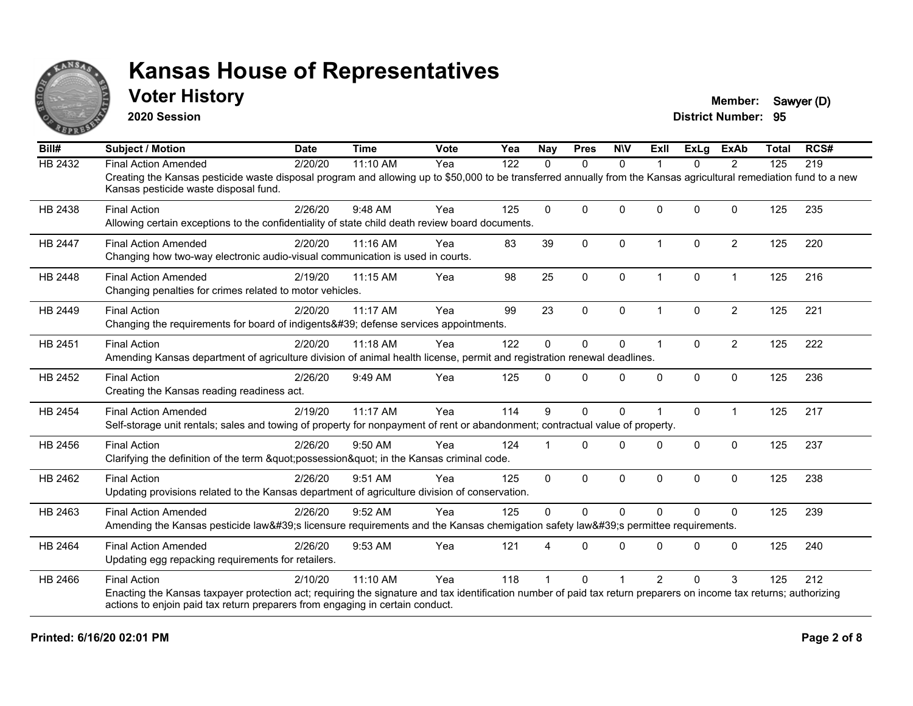# Kansas House of Representatives

## Voter History

**2020 Session**

**Member:** Sawyer (D)
**District Number:** 95

| Bill# | Subject / Motion | Date | Time | Vote | Yea | Nay | Pres | N\V | ExII | ExLg | ExAb | Total | RCS# |
|---|---|---|---|---|---|---|---|---|---|---|---|---|---|
| HB 2432 | Final Action Amended | 2/20/20 | 11:10 AM | Yea | 122 | 0 | 0 | 0 | 1 | 0 | 2 | 125 | 219 |
| | Creating the Kansas pesticide waste disposal program and allowing up to $50,000 to be transferred annually from the Kansas agricultural remediation fund to a new Kansas pesticide waste disposal fund. | | | | | | | | | | | | |
| HB 2438 | Final Action | 2/26/20 | 9:48 AM | Yea | 125 | 0 | 0 | 0 | 0 | 0 | 0 | 125 | 235 |
| | Allowing certain exceptions to the confidentiality of state child death review board documents. | | | | | | | | | | | | |
| HB 2447 | Final Action Amended | 2/20/20 | 11:16 AM | Yea | 83 | 39 | 0 | 0 | 1 | 0 | 2 | 125 | 220 |
| | Changing how two-way electronic audio-visual communication is used in courts. | | | | | | | | | | | | |
| HB 2448 | Final Action Amended | 2/19/20 | 11:15 AM | Yea | 98 | 25 | 0 | 0 | 1 | 0 | 1 | 125 | 216 |
| | Changing penalties for crimes related to motor vehicles. | | | | | | | | | | | | |
| HB 2449 | Final Action | 2/20/20 | 11:17 AM | Yea | 99 | 23 | 0 | 0 | 1 | 0 | 2 | 125 | 221 |
| | Changing the requirements for board of indigents&#39; defense services appointments. | | | | | | | | | | | | |
| HB 2451 | Final Action | 2/20/20 | 11:18 AM | Yea | 122 | 0 | 0 | 0 | 1 | 0 | 2 | 125 | 222 |
| | Amending Kansas department of agriculture division of animal health license, permit and registration renewal deadlines. | | | | | | | | | | | | |
| HB 2452 | Final Action | 2/26/20 | 9:49 AM | Yea | 125 | 0 | 0 | 0 | 0 | 0 | 0 | 125 | 236 |
| | Creating the Kansas reading readiness act. | | | | | | | | | | | | |
| HB 2454 | Final Action Amended | 2/19/20 | 11:17 AM | Yea | 114 | 9 | 0 | 0 | 1 | 0 | 1 | 125 | 217 |
| | Self-storage unit rentals; sales and towing of property for nonpayment of rent or abandonment; contractual value of property. | | | | | | | | | | | | |
| HB 2456 | Final Action | 2/26/20 | 9:50 AM | Yea | 124 | 1 | 0 | 0 | 0 | 0 | 0 | 125 | 237 |
| | Clarifying the definition of the term &quot;possession&quot; in the Kansas criminal code. | | | | | | | | | | | | |
| HB 2462 | Final Action | 2/26/20 | 9:51 AM | Yea | 125 | 0 | 0 | 0 | 0 | 0 | 0 | 125 | 238 |
| | Updating provisions related to the Kansas department of agriculture division of conservation. | | | | | | | | | | | | |
| HB 2463 | Final Action Amended | 2/26/20 | 9:52 AM | Yea | 125 | 0 | 0 | 0 | 0 | 0 | 0 | 125 | 239 |
| | Amending the Kansas pesticide law&#39;s licensure requirements and the Kansas chemigation safety law&#39;s permittee requirements. | | | | | | | | | | | | |
| HB 2464 | Final Action Amended | 2/26/20 | 9:53 AM | Yea | 121 | 4 | 0 | 0 | 0 | 0 | 0 | 125 | 240 |
| | Updating egg repacking requirements for retailers. | | | | | | | | | | | | |
| HB 2466 | Final Action | 2/10/20 | 11:10 AM | Yea | 118 | 1 | 0 | 1 | 2 | 0 | 3 | 125 | 212 |
| | Enacting the Kansas taxpayer protection act; requiring the signature and tax identification number of paid tax return preparers on income tax returns; authorizing actions to enjoin paid tax return preparers from engaging in certain conduct. | | | | | | | | | | | | |

**Printed: 6/16/20 02:01 PM**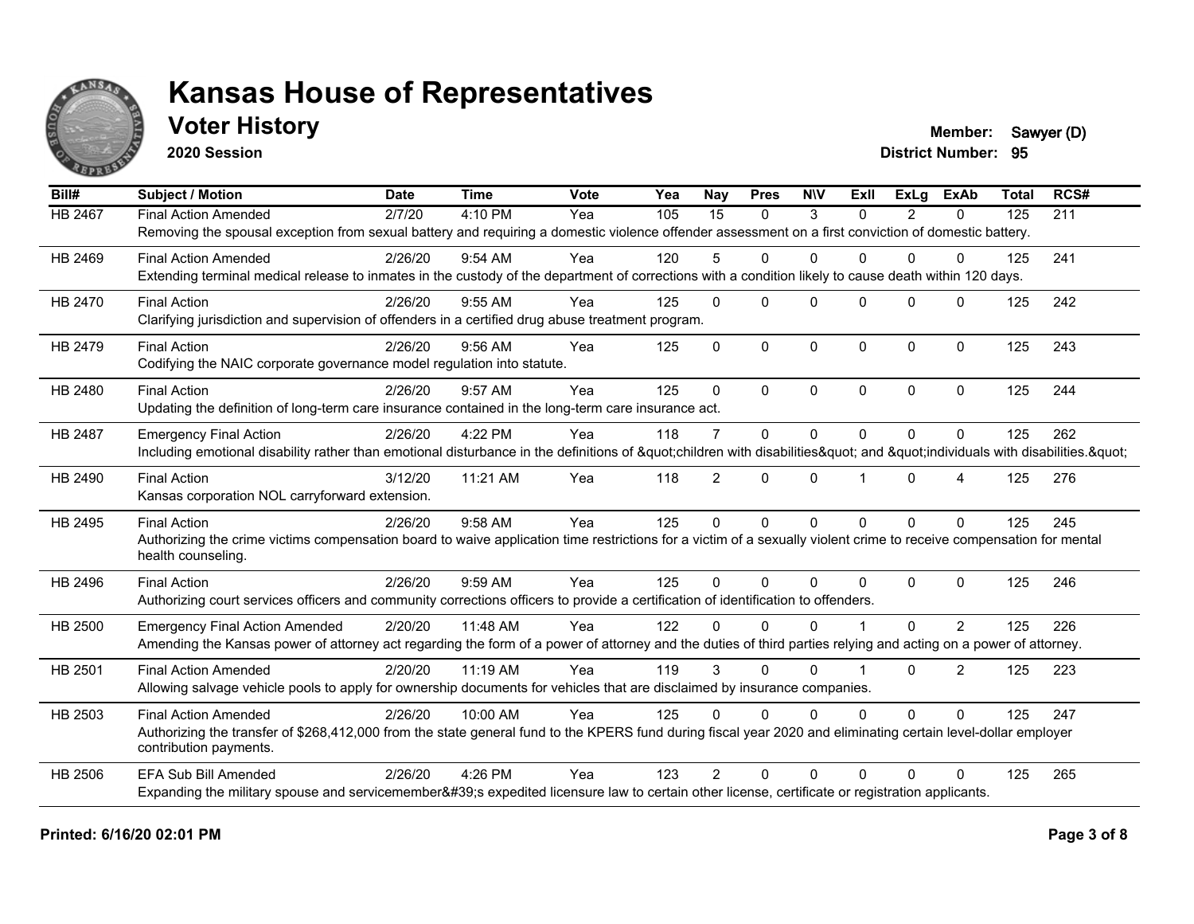# Kansas House of Representatives

## Voter History

**2020 Session**

**Member:** Sawyer (D)
**District Number:** 95

| Bill# | Subject / Motion | Date | Time | Vote | Yea | Nay | Pres | N\V | ExII | ExLg | ExAb | Total | RCS# |
|---|---|---|---|---|---|---|---|---|---|---|---|---|---|
| HB 2467 | Final Action Amended | 2/7/20 | 4:10 PM | Yea | 105 | 15 | 0 | 3 | 0 | 2 | 0 | 125 | 211 |
| | Removing the spousal exception from sexual battery and requiring a domestic violence offender assessment on a first conviction of domestic battery. | | | | | | | | | | | | |
| HB 2469 | Final Action Amended | 2/26/20 | 9:54 AM | Yea | 120 | 5 | 0 | 0 | 0 | 0 | 0 | 125 | 241 |
| | Extending terminal medical release to inmates in the custody of the department of corrections with a condition likely to cause death within 120 days. | | | | | | | | | | | | |
| HB 2470 | Final Action | 2/26/20 | 9:55 AM | Yea | 125 | 0 | 0 | 0 | 0 | 0 | 0 | 125 | 242 |
| | Clarifying jurisdiction and supervision of offenders in a certified drug abuse treatment program. | | | | | | | | | | | | |
| HB 2479 | Final Action | 2/26/20 | 9:56 AM | Yea | 125 | 0 | 0 | 0 | 0 | 0 | 0 | 125 | 243 |
| | Codifying the NAIC corporate governance model regulation into statute. | | | | | | | | | | | | |
| HB 2480 | Final Action | 2/26/20 | 9:57 AM | Yea | 125 | 0 | 0 | 0 | 0 | 0 | 0 | 125 | 244 |
| | Updating the definition of long-term care insurance contained in the long-term care insurance act. | | | | | | | | | | | | |
| HB 2487 | Emergency Final Action | 2/26/20 | 4:22 PM | Yea | 118 | 7 | 0 | 0 | 0 | 0 | 0 | 125 | 262 |
| | Including emotional disability rather than emotional disturbance in the definitions of &quot;children with disabilities&quot; and &quot;individuals with disabilities.&quot; | | | | | | | | | | | | |
| HB 2490 | Final Action | 3/12/20 | 11:21 AM | Yea | 118 | 2 | 0 | 0 | 1 | 0 | 4 | 125 | 276 |
| | Kansas corporation NOL carryforward extension. | | | | | | | | | | | | |
| HB 2495 | Final Action | 2/26/20 | 9:58 AM | Yea | 125 | 0 | 0 | 0 | 0 | 0 | 0 | 125 | 245 |
| | Authorizing the crime victims compensation board to waive application time restrictions for a victim of a sexually violent crime to receive compensation for mental health counseling. | | | | | | | | | | | | |
| HB 2496 | Final Action | 2/26/20 | 9:59 AM | Yea | 125 | 0 | 0 | 0 | 0 | 0 | 0 | 125 | 246 |
| | Authorizing court services officers and community corrections officers to provide a certification of identification to offenders. | | | | | | | | | | | | |
| HB 2500 | Emergency Final Action Amended | 2/20/20 | 11:48 AM | Yea | 122 | 0 | 0 | 0 | 1 | 0 | 2 | 125 | 226 |
| | Amending the Kansas power of attorney act regarding the form of a power of attorney and the duties of third parties relying and acting on a power of attorney. | | | | | | | | | | | | |
| HB 2501 | Final Action Amended | 2/20/20 | 11:19 AM | Yea | 119 | 3 | 0 | 0 | 1 | 0 | 2 | 125 | 223 |
| | Allowing salvage vehicle pools to apply for ownership documents for vehicles that are disclaimed by insurance companies. | | | | | | | | | | | | |
| HB 2503 | Final Action Amended | 2/26/20 | 10:00 AM | Yea | 125 | 0 | 0 | 0 | 0 | 0 | 0 | 125 | 247 |
| | Authorizing the transfer of $268,412,000 from the state general fund to the KPERS fund during fiscal year 2020 and eliminating certain level-dollar employer contribution payments. | | | | | | | | | | | | |
| HB 2506 | EFA Sub Bill Amended | 2/26/20 | 4:26 PM | Yea | 123 | 2 | 0 | 0 | 0 | 0 | 0 | 125 | 265 |
| | Expanding the military spouse and servicemember&#39;s expedited licensure law to certain other license, certificate or registration applicants. | | | | | | | | | | | | |

**Printed: 6/16/20 02:01 PM**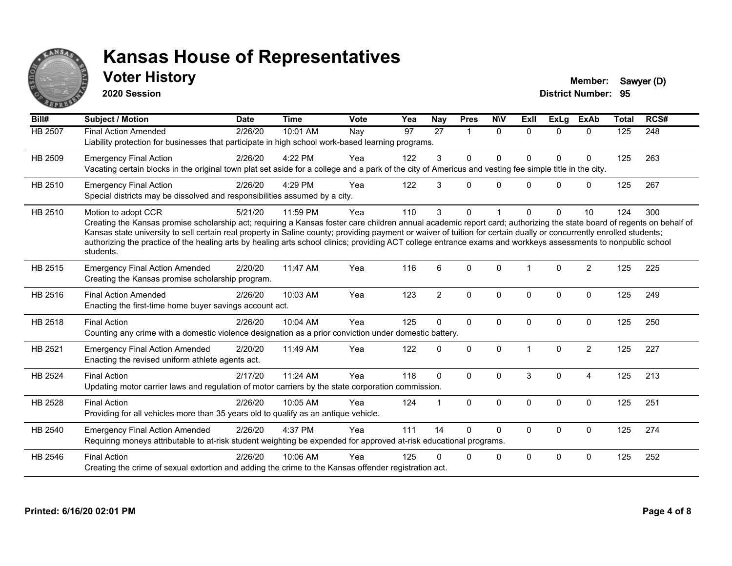# Kansas House of Representatives

## Voter History

**2020 Session**

**Member:** Sawyer (D)
**District Number:** 95

| Bill# | Subject / Motion | Date | Time | Vote | Yea | Nay | Pres | N\V | ExII | ExLg | ExAb | Total | RCS# |
|---|---|---|---|---|---|---|---|---|---|---|---|---|---|
| HB 2507 | Final Action Amended | 2/26/20 | 10:01 AM | Nay | 97 | 27 | 1 | 0 | 0 | 0 | 0 | 125 | 248 |
| | Liability protection for businesses that participate in high school work-based learning programs. | | | | | | | | | | | | |
| HB 2509 | Emergency Final Action | 2/26/20 | 4:22 PM | Yea | 122 | 3 | 0 | 0 | 0 | 0 | 0 | 125 | 263 |
| | Vacating certain blocks in the original town plat set aside for a college and a park of the city of Americus and vesting fee simple title in the city. | | | | | | | | | | | | |
| HB 2510 | Emergency Final Action | 2/26/20 | 4:29 PM | Yea | 122 | 3 | 0 | 0 | 0 | 0 | 0 | 125 | 267 |
| | Special districts may be dissolved and responsibilities assumed by a city. | | | | | | | | | | | | |
| HB 2510 | Motion to adopt CCR | 5/21/20 | 11:59 PM | Yea | 110 | 3 | 0 | 1 | 0 | 0 | 10 | 124 | 300 |
| | Creating the Kansas promise scholarship act; requiring a Kansas foster care children annual academic report card; authorizing the state board of regents on behalf of Kansas state university to sell certain real property in Saline county; providing payment or waiver of tuition for certain dually or concurrently enrolled students; authorizing the practice of the healing arts by healing arts school clinics; providing ACT college entrance exams and workkeys assessments to nonpublic school students. | | | | | | | | | | | | |
| HB 2515 | Emergency Final Action Amended | 2/20/20 | 11:47 AM | Yea | 116 | 6 | 0 | 0 | 1 | 0 | 2 | 125 | 225 |
| | Creating the Kansas promise scholarship program. | | | | | | | | | | | | |
| HB 2516 | Final Action Amended | 2/26/20 | 10:03 AM | Yea | 123 | 2 | 0 | 0 | 0 | 0 | 0 | 125 | 249 |
| | Enacting the first-time home buyer savings account act. | | | | | | | | | | | | |
| HB 2518 | Final Action | 2/26/20 | 10:04 AM | Yea | 125 | 0 | 0 | 0 | 0 | 0 | 0 | 125 | 250 |
| | Counting any crime with a domestic violence designation as a prior conviction under domestic battery. | | | | | | | | | | | | |
| HB 2521 | Emergency Final Action Amended | 2/20/20 | 11:49 AM | Yea | 122 | 0 | 0 | 0 | 1 | 0 | 2 | 125 | 227 |
| | Enacting the revised uniform athlete agents act. | | | | | | | | | | | | |
| HB 2524 | Final Action | 2/17/20 | 11:24 AM | Yea | 118 | 0 | 0 | 0 | 3 | 0 | 4 | 125 | 213 |
| | Updating motor carrier laws and regulation of motor carriers by the state corporation commission. | | | | | | | | | | | | |
| HB 2528 | Final Action | 2/26/20 | 10:05 AM | Yea | 124 | 1 | 0 | 0 | 0 | 0 | 0 | 125 | 251 |
| | Providing for all vehicles more than 35 years old to qualify as an antique vehicle. | | | | | | | | | | | | |
| HB 2540 | Emergency Final Action Amended | 2/26/20 | 4:37 PM | Yea | 111 | 14 | 0 | 0 | 0 | 0 | 0 | 125 | 274 |
| | Requiring moneys attributable to at-risk student weighting be expended for approved at-risk educational programs. | | | | | | | | | | | | |
| HB 2546 | Final Action | 2/26/20 | 10:06 AM | Yea | 125 | 0 | 0 | 0 | 0 | 0 | 0 | 125 | 252 |
| | Creating the crime of sexual extortion and adding the crime to the Kansas offender registration act. | | | | | | | | | | | | |

**Printed: 6/16/20 02:01 PM**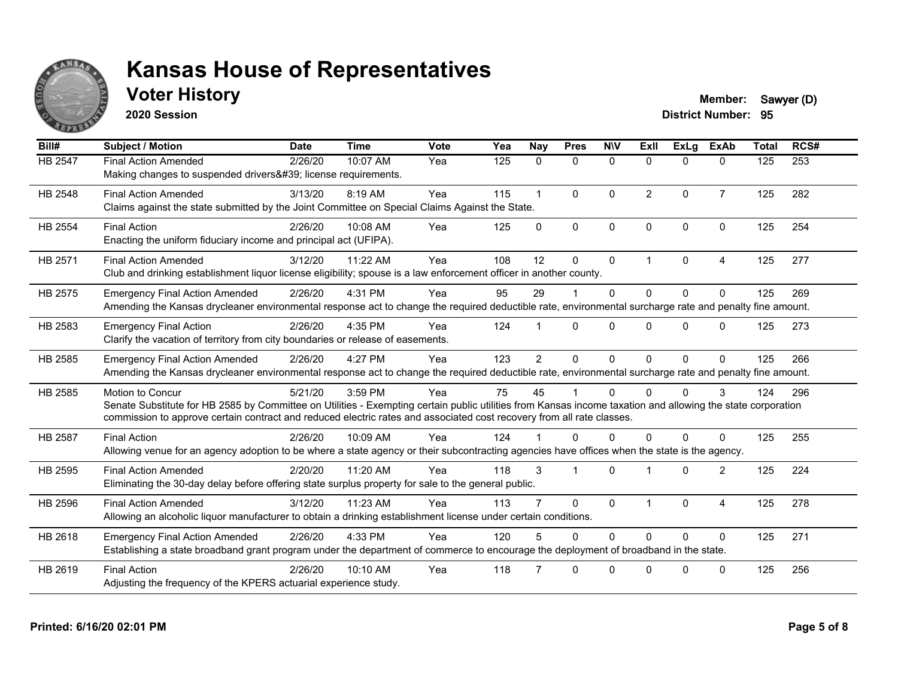# Kansas House of Representatives

## Voter History

**2020 Session**

**Member:** Sawyer (D)
**District Number:** 95

| Bill# | Subject / Motion | Date | Time | Vote | Yea | Nay | Pres | N\V | ExII | ExLg | ExAb | Total | RCS# |
|---|---|---|---|---|---|---|---|---|---|---|---|---|---|
| HB 2547 | Final Action Amended<br>Making changes to suspended drivers&#39; license requirements. | 2/26/20 | 10:07 AM | Yea | 125 | 0 | 0 | 0 | 0 | 0 | 0 | 125 | 253 |
| HB 2548 | Final Action Amended<br>Claims against the state submitted by the Joint Committee on Special Claims Against the State. | 3/13/20 | 8:19 AM | Yea | 115 | 1 | 0 | 0 | 2 | 0 | 7 | 125 | 282 |
| HB 2554 | Final Action<br>Enacting the uniform fiduciary income and principal act (UFIPA). | 2/26/20 | 10:08 AM | Yea | 125 | 0 | 0 | 0 | 0 | 0 | 0 | 125 | 254 |
| HB 2571 | Final Action Amended<br>Club and drinking establishment liquor license eligibility; spouse is a law enforcement officer in another county. | 3/12/20 | 11:22 AM | Yea | 108 | 12 | 0 | 0 | 1 | 0 | 4 | 125 | 277 |
| HB 2575 | Emergency Final Action Amended<br>Amending the Kansas drycleaner environmental response act to change the required deductible rate, environmental surcharge rate and penalty fine amount. | 2/26/20 | 4:31 PM | Yea | 95 | 29 | 1 | 0 | 0 | 0 | 0 | 125 | 269 |
| HB 2583 | Emergency Final Action<br>Clarify the vacation of territory from city boundaries or release of easements. | 2/26/20 | 4:35 PM | Yea | 124 | 1 | 0 | 0 | 0 | 0 | 0 | 125 | 273 |
| HB 2585 | Emergency Final Action Amended<br>Amending the Kansas drycleaner environmental response act to change the required deductible rate, environmental surcharge rate and penalty fine amount. | 2/26/20 | 4:27 PM | Yea | 123 | 2 | 0 | 0 | 0 | 0 | 0 | 125 | 266 |
| HB 2585 | Motion to Concur<br>Senate Substitute for HB 2585 by Committee on Utilities - Exempting certain public utilities from Kansas income taxation and allowing the state corporation commission to approve certain contract and reduced electric rates and associated cost recovery from all rate classes. | 5/21/20 | 3:59 PM | Yea | 75 | 45 | 1 | 0 | 0 | 0 | 3 | 124 | 296 |
| HB 2587 | Final Action<br>Allowing venue for an agency adoption to be where a state agency or their subcontracting agencies have offices when the state is the agency. | 2/26/20 | 10:09 AM | Yea | 124 | 1 | 0 | 0 | 0 | 0 | 0 | 125 | 255 |
| HB 2595 | Final Action Amended<br>Eliminating the 30-day delay before offering state surplus property for sale to the general public. | 2/20/20 | 11:20 AM | Yea | 118 | 3 | 1 | 0 | 1 | 0 | 2 | 125 | 224 |
| HB 2596 | Final Action Amended<br>Allowing an alcoholic liquor manufacturer to obtain a drinking establishment license under certain conditions. | 3/12/20 | 11:23 AM | Yea | 113 | 7 | 0 | 0 | 1 | 0 | 4 | 125 | 278 |
| HB 2618 | Emergency Final Action Amended<br>Establishing a state broadband grant program under the department of commerce to encourage the deployment of broadband in the state. | 2/26/20 | 4:33 PM | Yea | 120 | 5 | 0 | 0 | 0 | 0 | 0 | 125 | 271 |
| HB 2619 | Final Action<br>Adjusting the frequency of the KPERS actuarial experience study. | 2/26/20 | 10:10 AM | Yea | 118 | 7 | 0 | 0 | 0 | 0 | 0 | 125 | 256 |

**Printed: 6/16/20 02:01 PM**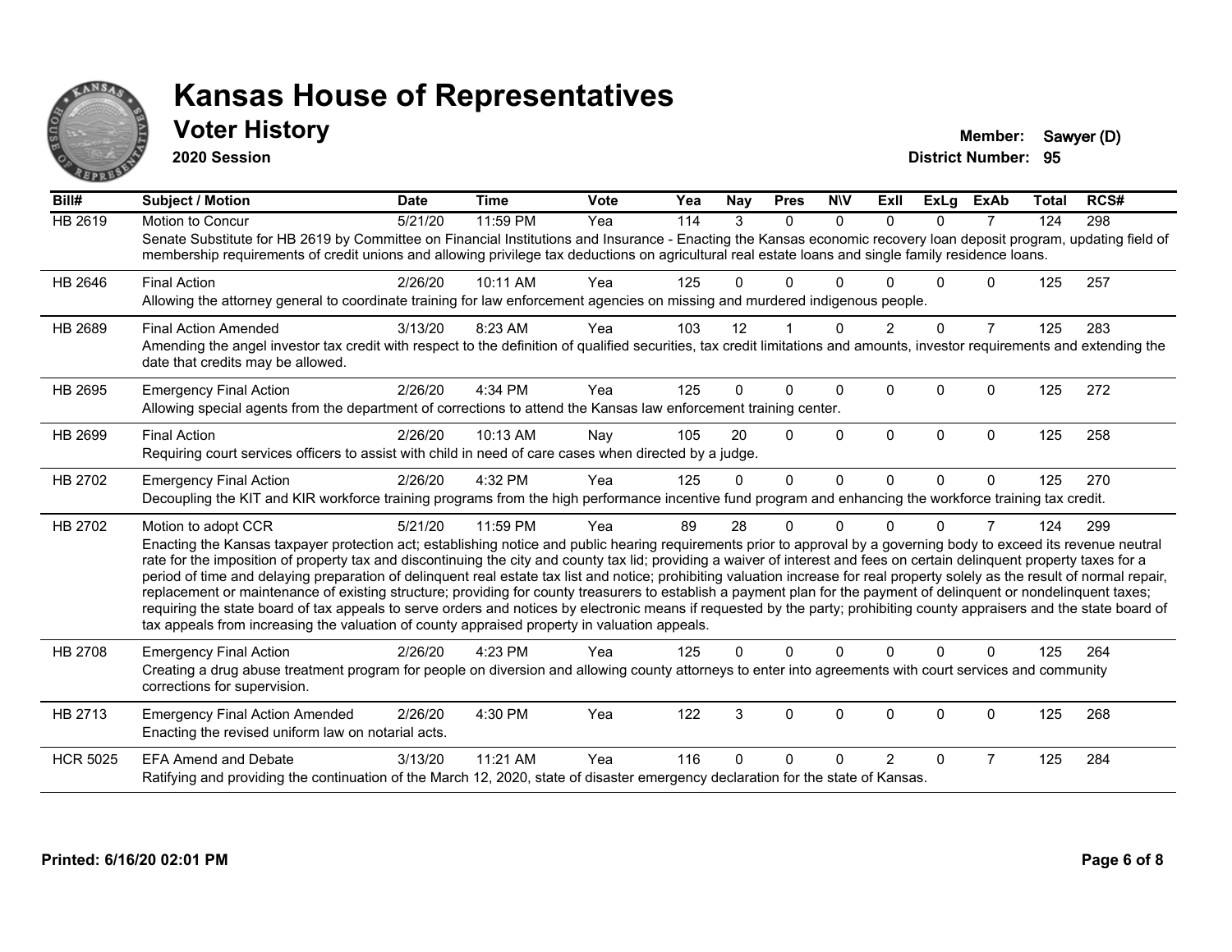# Kansas House of Representatives

## Voter History

**2020 Session**

**Member:** Sawyer (D)
**District Number:** 95

| Bill# | Subject / Motion | Date | Time | Vote | Yea | Nay | Pres | N\V | ExII | ExLg | ExAb | Total | RCS# |
|---|---|---|---|---|---|---|---|---|---|---|---|---|---|
| HB 2619 | Motion to Concur | 5/21/20 | 11:59 PM | Yea | 114 | 3 | 0 | 0 | 0 | 0 | 7 | 124 | 298 |
| | Senate Substitute for HB 2619 by Committee on Financial Institutions and Insurance - Enacting the Kansas economic recovery loan deposit program, updating field of membership requirements of credit unions and allowing privilege tax deductions on agricultural real estate loans and single family residence loans. | | | | | | | | | | | | |
| HB 2646 | Final Action | 2/26/20 | 10:11 AM | Yea | 125 | 0 | 0 | 0 | 0 | 0 | 0 | 125 | 257 |
| | Allowing the attorney general to coordinate training for law enforcement agencies on missing and murdered indigenous people. | | | | | | | | | | | | |
| HB 2689 | Final Action Amended | 3/13/20 | 8:23 AM | Yea | 103 | 12 | 1 | 0 | 2 | 0 | 7 | 125 | 283 |
| | Amending the angel investor tax credit with respect to the definition of qualified securities, tax credit limitations and amounts, investor requirements and extending the date that credits may be allowed. | | | | | | | | | | | | |
| HB 2695 | Emergency Final Action | 2/26/20 | 4:34 PM | Yea | 125 | 0 | 0 | 0 | 0 | 0 | 0 | 125 | 272 |
| | Allowing special agents from the department of corrections to attend the Kansas law enforcement training center. | | | | | | | | | | | | |
| HB 2699 | Final Action | 2/26/20 | 10:13 AM | Nay | 105 | 20 | 0 | 0 | 0 | 0 | 0 | 125 | 258 |
| | Requiring court services officers to assist with child in need of care cases when directed by a judge. | | | | | | | | | | | | |
| HB 2702 | Emergency Final Action | 2/26/20 | 4:32 PM | Yea | 125 | 0 | 0 | 0 | 0 | 0 | 0 | 125 | 270 |
| | Decoupling the KIT and KIR workforce training programs from the high performance incentive fund program and enhancing the workforce training tax credit. | | | | | | | | | | | | |
| HB 2702 | Motion to adopt CCR | 5/21/20 | 11:59 PM | Yea | 89 | 28 | 0 | 0 | 0 | 0 | 7 | 124 | 299 |
| | Enacting the Kansas taxpayer protection act; establishing notice and public hearing requirements prior to approval by a governing body to exceed its revenue neutral rate for the imposition of property tax and discontinuing the city and county tax lid; providing a waiver of interest and fees on certain delinquent property taxes for a period of time and delaying preparation of delinquent real estate tax list and notice; prohibiting valuation increase for real property solely as the result of normal repair, replacement or maintenance of existing structure; providing for county treasurers to establish a payment plan for the payment of delinquent or nondelinquent taxes; requiring the state board of tax appeals to serve orders and notices by electronic means if requested by the party; prohibiting county appraisers and the state board of tax appeals from increasing the valuation of county appraised property in valuation appeals. | | | | | | | | | | | | |
| HB 2708 | Emergency Final Action | 2/26/20 | 4:23 PM | Yea | 125 | 0 | 0 | 0 | 0 | 0 | 0 | 125 | 264 |
| | Creating a drug abuse treatment program for people on diversion and allowing county attorneys to enter into agreements with court services and community corrections for supervision. | | | | | | | | | | | | |
| HB 2713 | Emergency Final Action Amended | 2/26/20 | 4:30 PM | Yea | 122 | 3 | 0 | 0 | 0 | 0 | 0 | 125 | 268 |
| | Enacting the revised uniform law on notarial acts. | | | | | | | | | | | | |
| HCR 5025 | EFA Amend and Debate | 3/13/20 | 11:21 AM | Yea | 116 | 0 | 0 | 0 | 2 | 0 | 7 | 125 | 284 |
| | Ratifying and providing the continuation of the March 12, 2020, state of disaster emergency declaration for the state of Kansas. | | | | | | | | | | | | |

**Printed: 6/16/20 02:01 PM**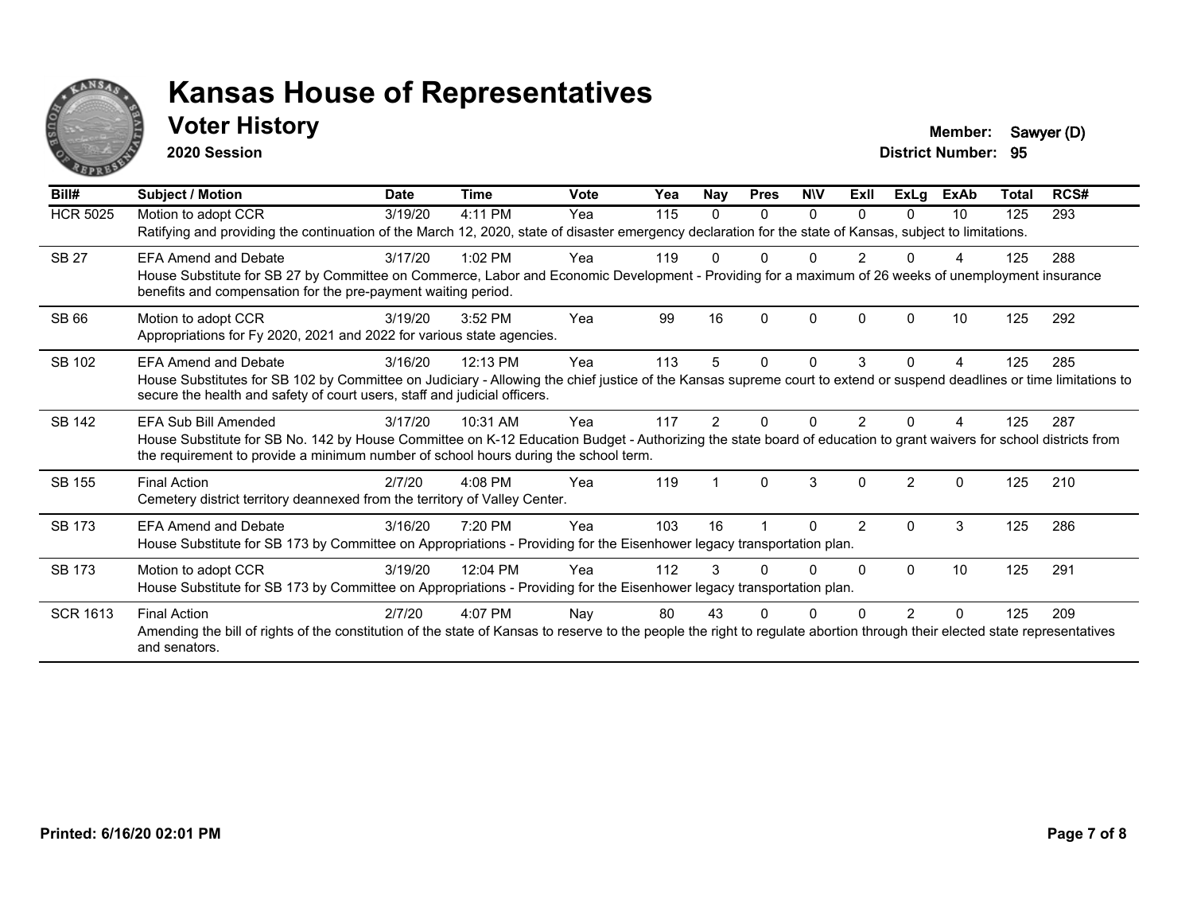# Kansas House of Representatives

## Voter History

**2020 Session**

**Member:** Sawyer (D)
**District Number:** 95

| Bill# | Subject / Motion | Date | Time | Vote | Yea | Nay | Pres | N\V | ExII | ExLg | ExAb | Total | RCS# |
|---|---|---|---|---|---|---|---|---|---|---|---|---|---|
| HCR 5025 | Motion to adopt CCR | 3/19/20 | 4:11 PM | Yea | 115 | 0 | 0 | 0 | 0 | 0 | 10 | 125 | 293 |
| | Ratifying and providing the continuation of the March 12, 2020, state of disaster emergency declaration for the state of Kansas, subject to limitations. | | | | | | | | | | | | |
| SB 27 | EFA Amend and Debate | 3/17/20 | 1:02 PM | Yea | 119 | 0 | 0 | 0 | 2 | 0 | 4 | 125 | 288 |
| | House Substitute for SB 27 by Committee on Commerce, Labor and Economic Development - Providing for a maximum of 26 weeks of unemployment insurance benefits and compensation for the pre-payment waiting period. | | | | | | | | | | | | |
| SB 66 | Motion to adopt CCR | 3/19/20 | 3:52 PM | Yea | 99 | 16 | 0 | 0 | 0 | 0 | 10 | 125 | 292 |
| | Appropriations for Fy 2020, 2021 and 2022 for various state agencies. | | | | | | | | | | | | |
| SB 102 | EFA Amend and Debate | 3/16/20 | 12:13 PM | Yea | 113 | 5 | 0 | 0 | 3 | 0 | 4 | 125 | 285 |
| | House Substitutes for SB 102 by Committee on Judiciary - Allowing the chief justice of the Kansas supreme court to extend or suspend deadlines or time limitations to secure the health and safety of court users, staff and judicial officers. | | | | | | | | | | | | |
| SB 142 | EFA Sub Bill Amended | 3/17/20 | 10:31 AM | Yea | 117 | 2 | 0 | 0 | 2 | 0 | 4 | 125 | 287 |
| | House Substitute for SB No. 142 by House Committee on K-12 Education Budget - Authorizing the state board of education to grant waivers for school districts from the requirement to provide a minimum number of school hours during the school term. | | | | | | | | | | | | |
| SB 155 | Final Action | 2/7/20 | 4:08 PM | Yea | 119 | 1 | 0 | 3 | 0 | 2 | 0 | 125 | 210 |
| | Cemetery district territory deannexed from the territory of Valley Center. | | | | | | | | | | | | |
| SB 173 | EFA Amend and Debate | 3/16/20 | 7:20 PM | Yea | 103 | 16 | 1 | 0 | 2 | 0 | 3 | 125 | 286 |
| | House Substitute for SB 173 by Committee on Appropriations - Providing for the Eisenhower legacy transportation plan. | | | | | | | | | | | | |
| SB 173 | Motion to adopt CCR | 3/19/20 | 12:04 PM | Yea | 112 | 3 | 0 | 0 | 0 | 0 | 10 | 125 | 291 |
| | House Substitute for SB 173 by Committee on Appropriations - Providing for the Eisenhower legacy transportation plan. | | | | | | | | | | | | |
| SCR 1613 | Final Action | 2/7/20 | 4:07 PM | Nay | 80 | 43 | 0 | 0 | 0 | 2 | 0 | 125 | 209 |
| | Amending the bill of rights of the constitution of the state of Kansas to reserve to the people the right to regulate abortion through their elected state representatives and senators. | | | | | | | | | | | | |

**Printed: 6/16/20 02:01 PM**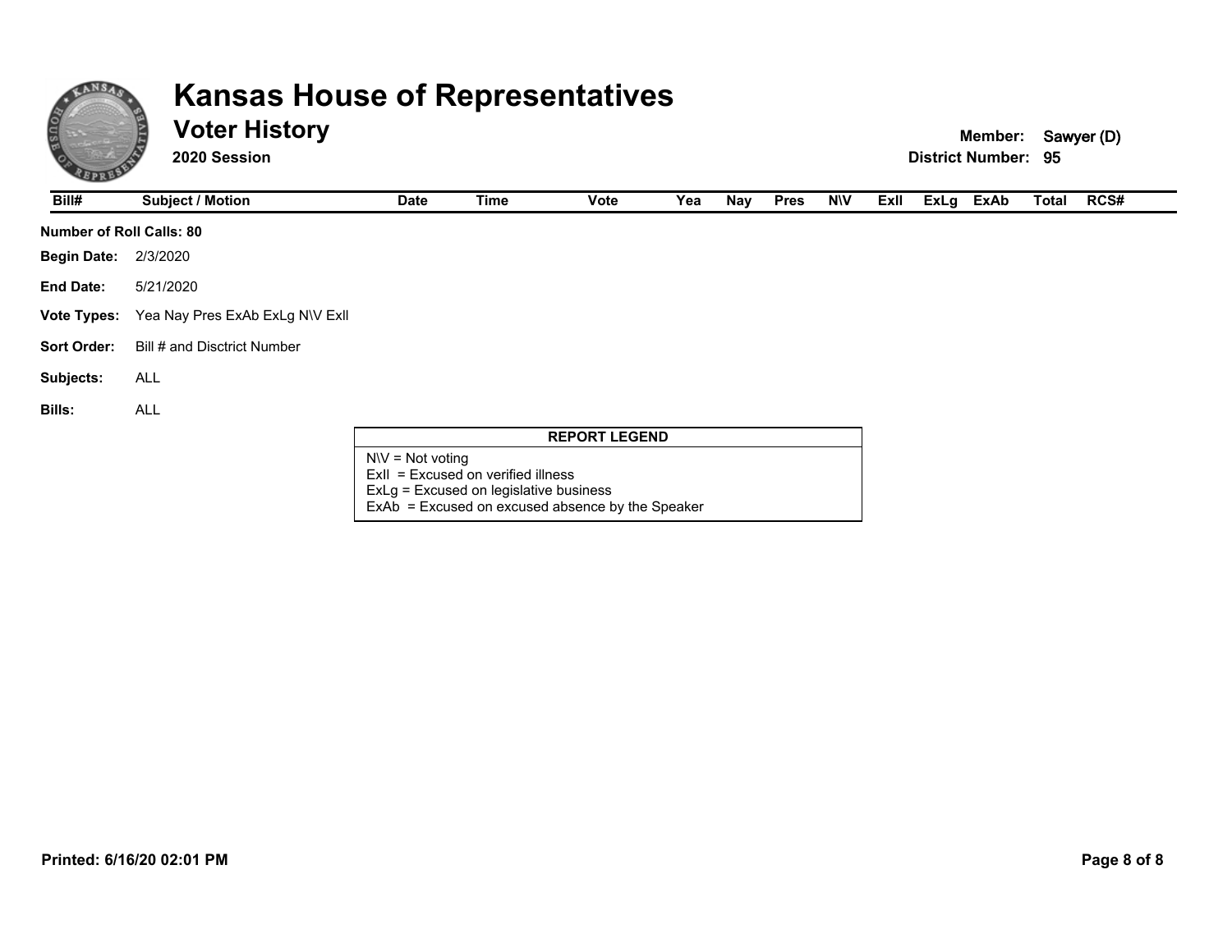# Kansas House of Representatives

## Voter History

**2020 Session**

**Member:** Sawyer (D)
**District Number:** 95

| Bill# | Subject / Motion | Date | Time | Vote | Yea | Nay | Pres | N\V | ExII | ExLg | ExAb | Total | RCS# |
|---|---|---|---|---|---|---|---|---|---|---|---|---|---|

**Number of Roll Calls: 80**

**Begin Date:** 2/3/2020

**End Date:** 5/21/2020

**Vote Types:** Yea Nay Pres ExAb ExLg N\V ExII

**Sort Order:** Bill # and Disctrict Number

**Subjects:** ALL

**Bills:** ALL

| REPORT LEGEND |
|---|
| N\V = Not voting |
| ExII = Excused on verified illness |
| ExLg = Excused on legislative business |
| ExAb = Excused on excused absence by the Speaker |

**Printed: 6/16/20 02:01 PM**